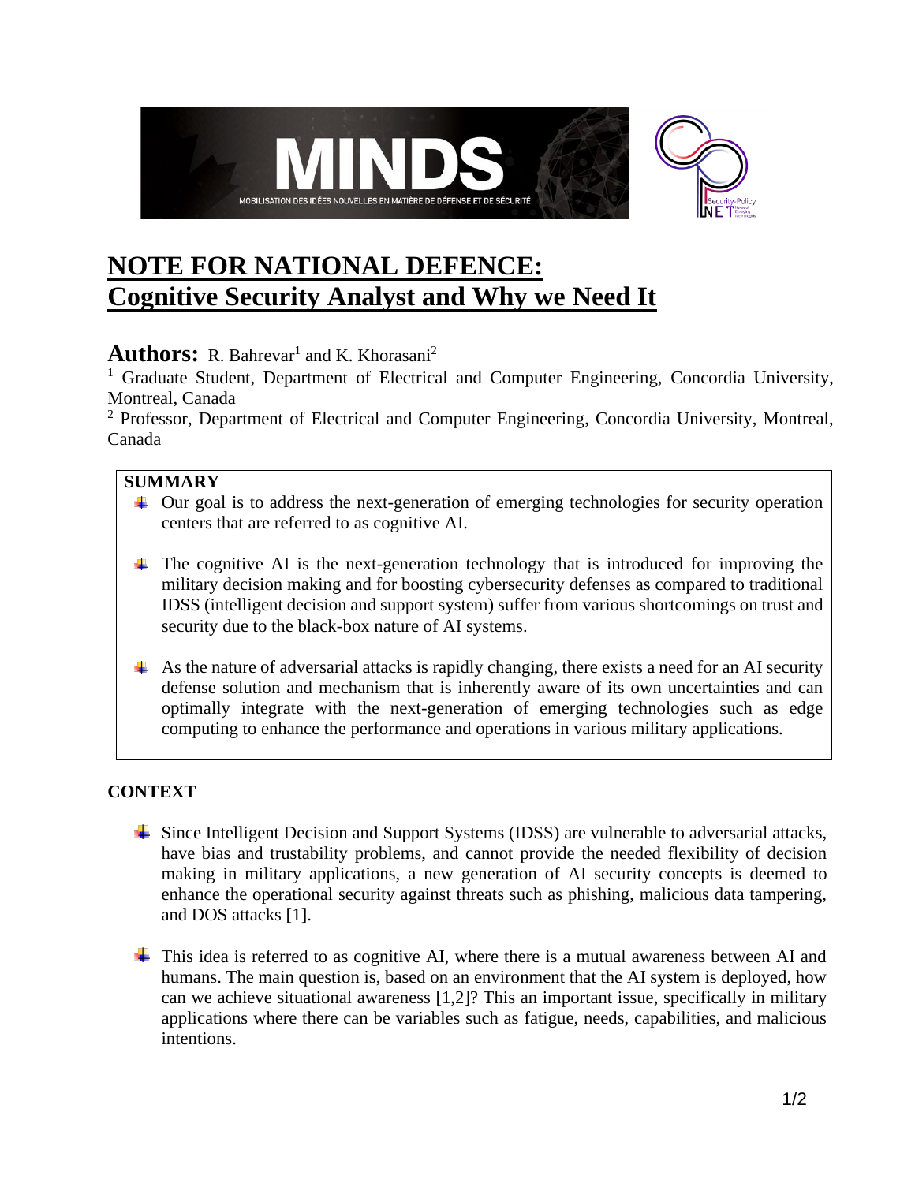# NOTE FOR NATIONAL DEFENCE: Cognitive Security Analyst and Why we Need It

**Authors:** R. Bahrevar[1] and K. Khorasani[2]

[1] Graduate Student, Department of Electrical and Computer Engineering, Concordia University, Montreal, Canada

[2] Professor, Department of Electrical and Computer Engineering, Concordia University, Montreal, Canada

## SUMMARY

- Our goal is to address the next-generation of emerging technologies for security operation centers that are referred to as cognitive AI.
- The cognitive AI is the next-generation technology that is introduced for improving the military decision making and for boosting cybersecurity defenses as compared to traditional IDSS (intelligent decision and support system) suffer from various shortcomings on trust and security due to the black-box nature of AI systems.
- As the nature of adversarial attacks is rapidly changing, there exists a need for an AI security defense solution and mechanism that is inherently aware of its own uncertainties and can optimally integrate with the next-generation of emerging technologies such as edge computing to enhance the performance and operations in various military applications.

## CONTEXT

- Since Intelligent Decision and Support Systems (IDSS) are vulnerable to adversarial attacks, have bias and trustability problems, and cannot provide the needed flexibility of decision making in military applications, a new generation of AI security concepts is deemed to enhance the operational security against threats such as phishing, malicious data tampering, and DOS attacks [1].
- This idea is referred to as cognitive AI, where there is a mutual awareness between AI and humans. The main question is, based on an environment that the AI system is deployed, how can we achieve situational awareness [1,2]? This an important issue, specifically in military applications where there can be variables such as fatigue, needs, capabilities, and malicious intentions.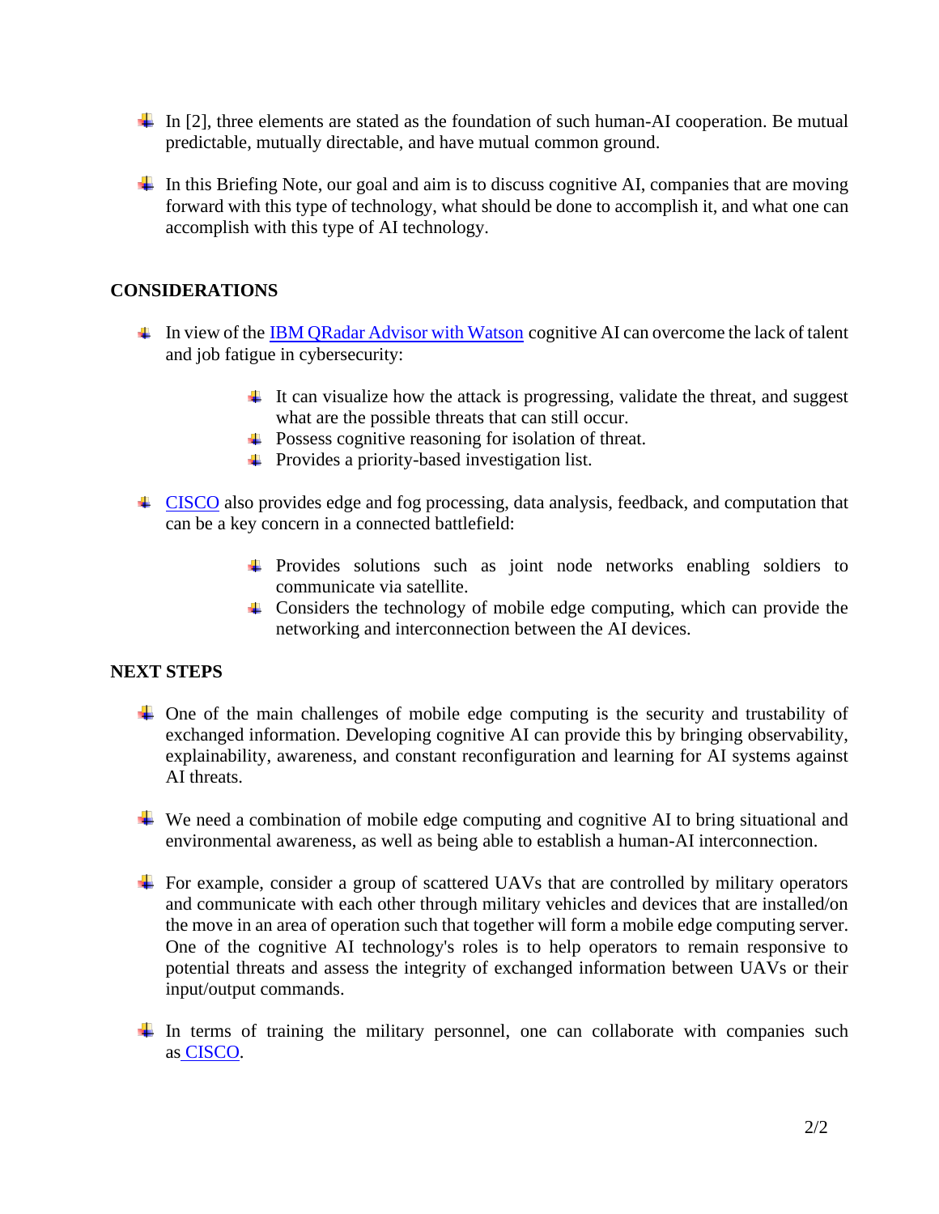- In [2], three elements are stated as the foundation of such human-AI cooperation. Be mutual predictable, mutually directable, and have mutual common ground.

- In this Briefing Note, our goal and aim is to discuss cognitive AI, companies that are moving forward with this type of technology, what should be done to accomplish it, and what one can accomplish with this type of AI technology.

## CONSIDERATIONS

- In view of the IBM QRadar Advisor with Watson cognitive AI can overcome the lack of talent and job fatigue in cybersecurity:
  - It can visualize how the attack is progressing, validate the threat, and suggest what are the possible threats that can still occur.
  - Possess cognitive reasoning for isolation of threat.
  - Provides a priority-based investigation list.

- CISCO also provides edge and fog processing, data analysis, feedback, and computation that can be a key concern in a connected battlefield:
  - Provides solutions such as joint node networks enabling soldiers to communicate via satellite.
  - Considers the technology of mobile edge computing, which can provide the networking and interconnection between the AI devices.

## NEXT STEPS

- One of the main challenges of mobile edge computing is the security and trustability of exchanged information. Developing cognitive AI can provide this by bringing observability, explainability, awareness, and constant reconfiguration and learning for AI systems against AI threats.

- We need a combination of mobile edge computing and cognitive AI to bring situational and environmental awareness, as well as being able to establish a human-AI interconnection.

- For example, consider a group of scattered UAVs that are controlled by military operators and communicate with each other through military vehicles and devices that are installed/on the move in an area of operation such that together will form a mobile edge computing server. One of the cognitive AI technology's roles is to help operators to remain responsive to potential threats and assess the integrity of exchanged information between UAVs or their input/output commands.

- In terms of training the military personnel, one can collaborate with companies such as CISCO.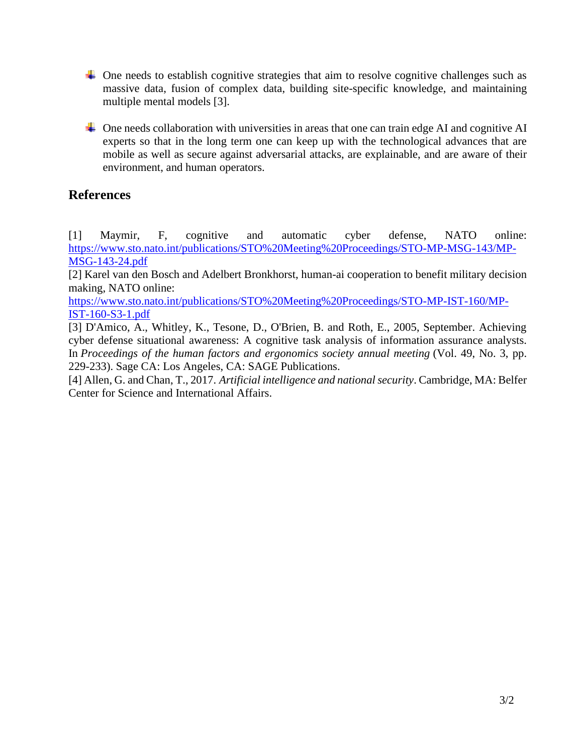- One needs to establish cognitive strategies that aim to resolve cognitive challenges such as massive data, fusion of complex data, building site-specific knowledge, and maintaining multiple mental models [3].

- One needs collaboration with universities in areas that one can train edge AI and cognitive AI experts so that in the long term one can keep up with the technological advances that are mobile as well as secure against adversarial attacks, are explainable, and are aware of their environment, and human operators.

## References

[1] Maymir, F, cognitive and automatic cyber defense, NATO online: [https://www.sto.nato.int/publications/STO%20Meeting%20Proceedings/STO-MP-MSG-143/MP-MSG-143-24.pdf](https://www.sto.nato.int/publications/STO%20Meeting%20Proceedings/STO-MP-MSG-143/MP-MSG-143-24.pdf)

[2] Karel van den Bosch and Adelbert Bronkhorst, human-ai cooperation to benefit military decision making, NATO online: [https://www.sto.nato.int/publications/STO%20Meeting%20Proceedings/STO-MP-IST-160/MP-IST-160-S3-1.pdf](https://www.sto.nato.int/publications/STO%20Meeting%20Proceedings/STO-MP-IST-160/MP-IST-160-S3-1.pdf)

[3] D'Amico, A., Whitley, K., Tesone, D., O'Brien, B. and Roth, E., 2005, September. Achieving cyber defense situational awareness: A cognitive task analysis of information assurance analysts. In *Proceedings of the human factors and ergonomics society annual meeting* (Vol. 49, No. 3, pp. 229-233). Sage CA: Los Angeles, CA: SAGE Publications.

[4] Allen, G. and Chan, T., 2017. *Artificial intelligence and national security*. Cambridge, MA: Belfer Center for Science and International Affairs.